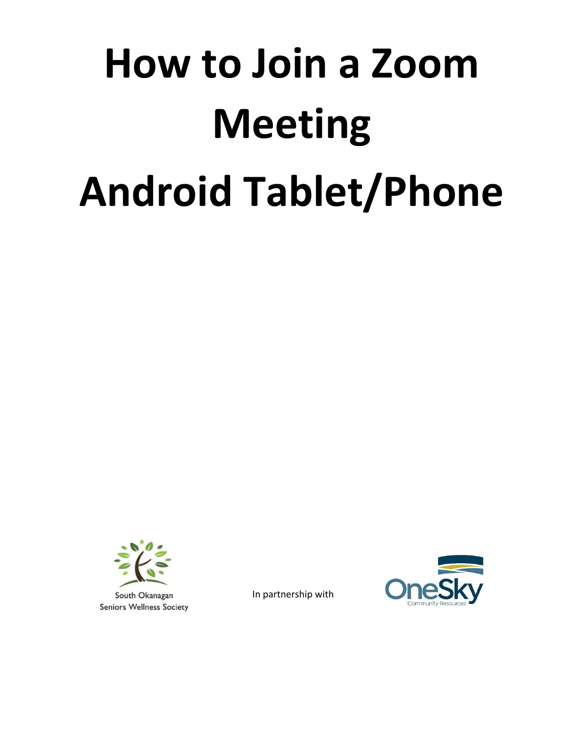# How to Join a Zoom Meeting Android Tablet/Phone

South Okanagan Seniors Wellness Society

In partnership with

OneSky Community Resources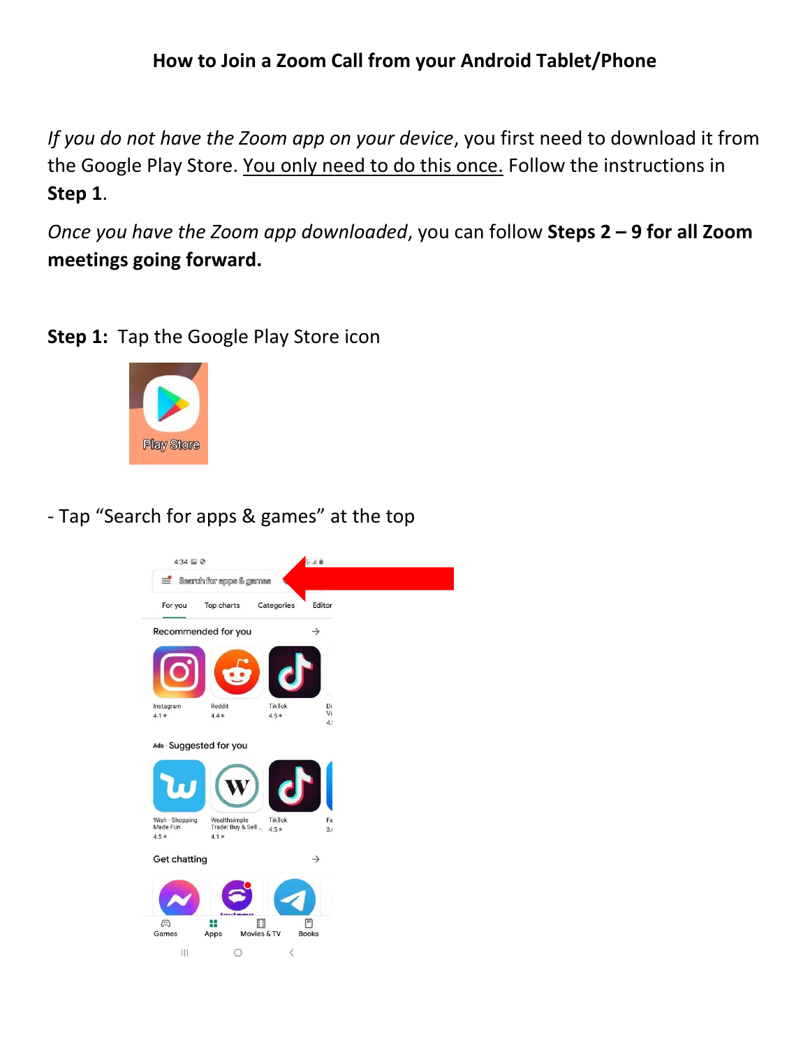# How to Join a Zoom Call from your Android Tablet/Phone

*If you do not have the Zoom app on your device*, you first need to download it from the Google Play Store. <u>You only need to do this once.</u> Follow the instructions in **Step 1**.

*Once you have the Zoom app downloaded*, you can follow **Steps 2 – 9 for all Zoom meetings going forward.**

**Step 1:** Tap the Google Play Store icon

- Tap "Search for apps & games" at the top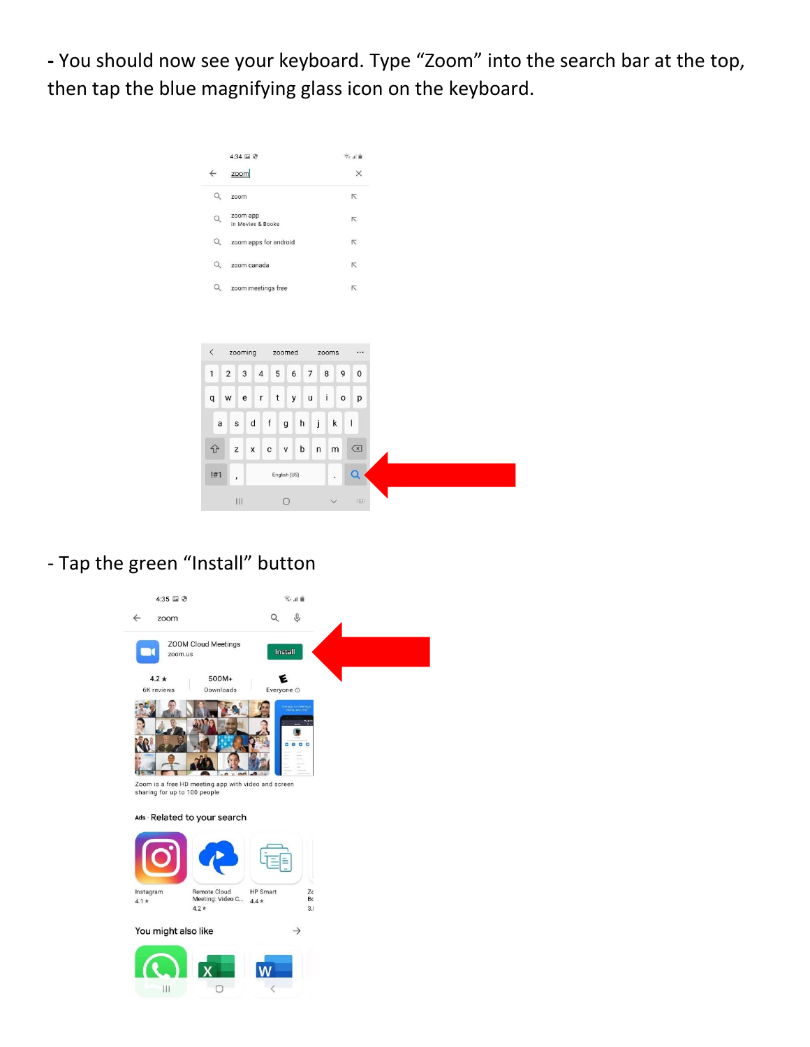- You should now see your keyboard. Type “Zoom” into the search bar at the top, then tap the blue magnifying glass icon on the keyboard.

- Tap the green “Install” button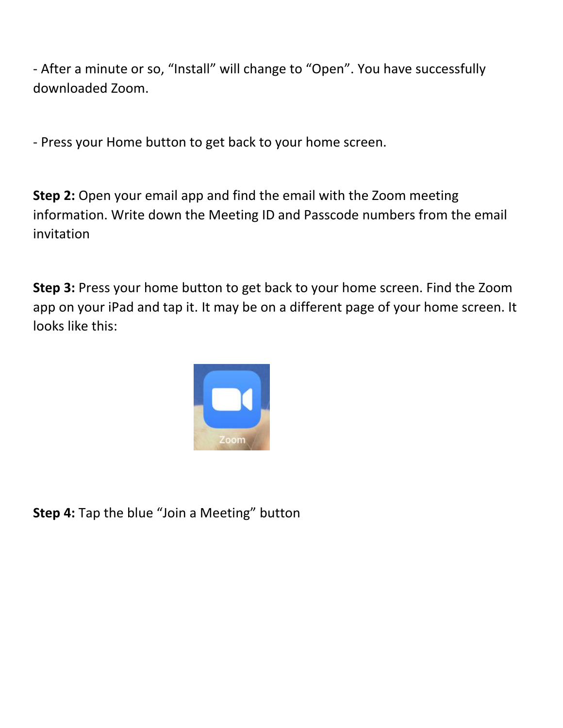- After a minute or so, “Install” will change to “Open”. You have successfully downloaded Zoom.

- Press your Home button to get back to your home screen.

**Step 2:** Open your email app and find the email with the Zoom meeting information. Write down the Meeting ID and Passcode numbers from the email invitation

**Step 3:** Press your home button to get back to your home screen. Find the Zoom app on your iPad and tap it. It may be on a different page of your home screen. It looks like this:

**Step 4:** Tap the blue “Join a Meeting” button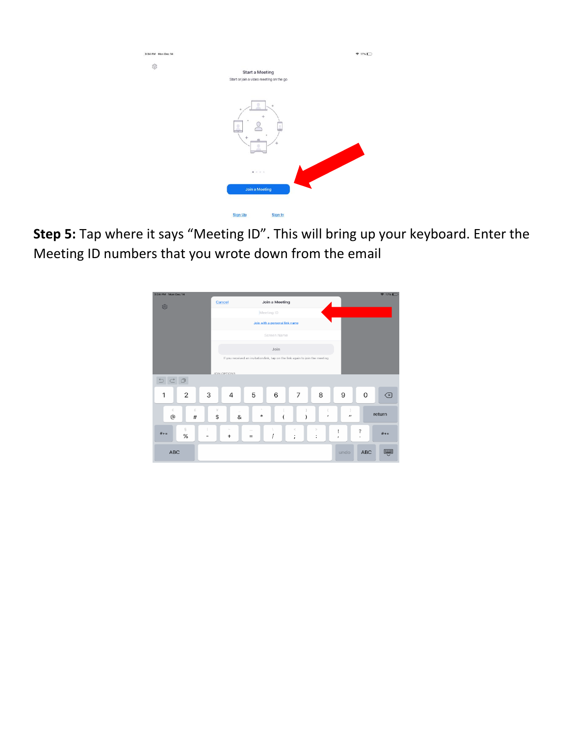**Step 5:** Tap where it says "Meeting ID". This will bring up your keyboard. Enter the Meeting ID numbers that you wrote down from the email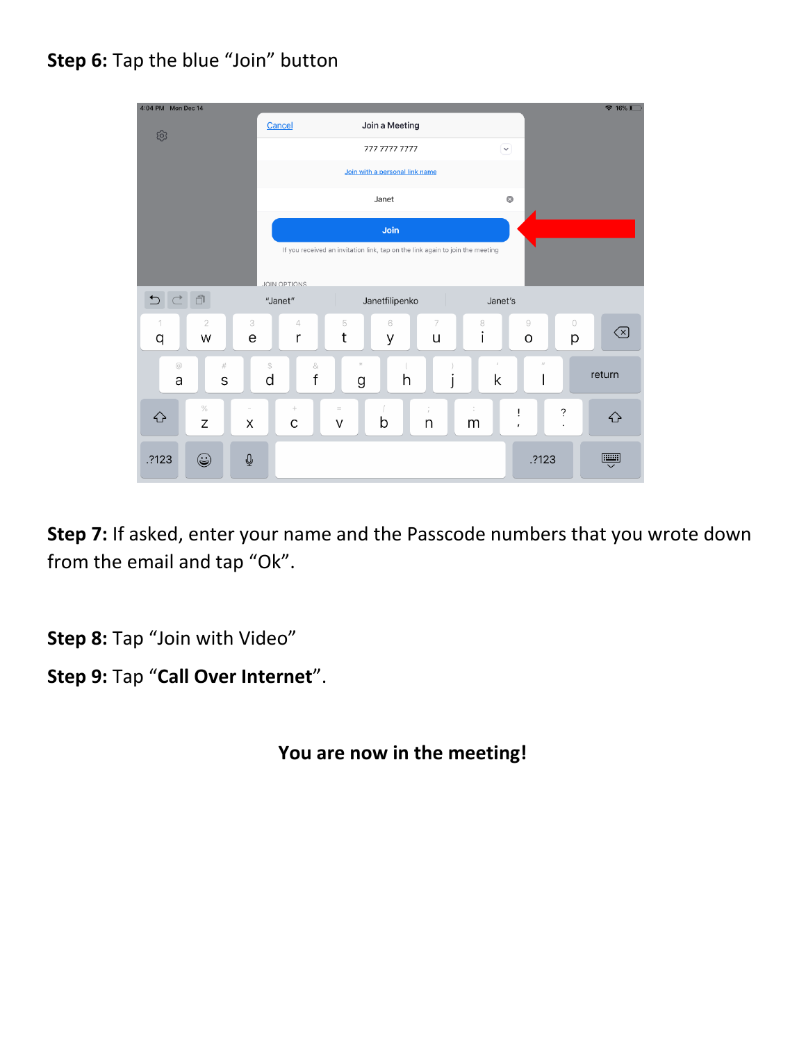**Step 6:** Tap the blue “Join” button

**Step 7:** If asked, enter your name and the Passcode numbers that you wrote down from the email and tap “Ok”.

**Step 8:** Tap “Join with Video”

**Step 9:** Tap “**Call Over Internet**”.

**You are now in the meeting!**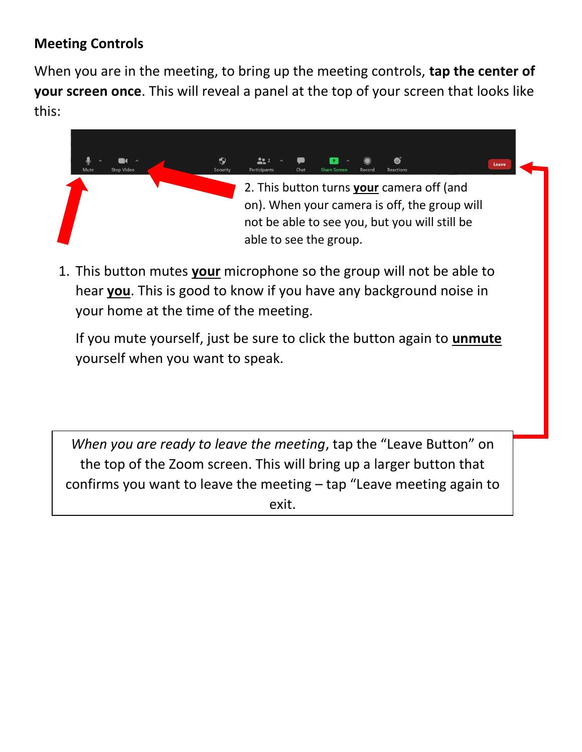**Meeting Controls**

When you are in the meeting, to bring up the meeting controls, **tap the center of your screen once**. This will reveal a panel at the top of your screen that looks like this:

Mute Stop Video Security Participants Chat Share Screen Record Reactions Leave

2. This button turns **your** camera off (and on). When your camera is off, the group will not be able to see you, but you will still be able to see the group.

1. This button mutes **your** microphone so the group will not be able to hear **you**. This is good to know if you have any background noise in your home at the time of the meeting.

   If you mute yourself, just be sure to click the button again to **unmute** yourself when you want to speak.

*When you are ready to leave the meeting*, tap the "Leave Button" on the top of the Zoom screen. This will bring up a larger button that confirms you want to leave the meeting – tap "Leave meeting again to exit.